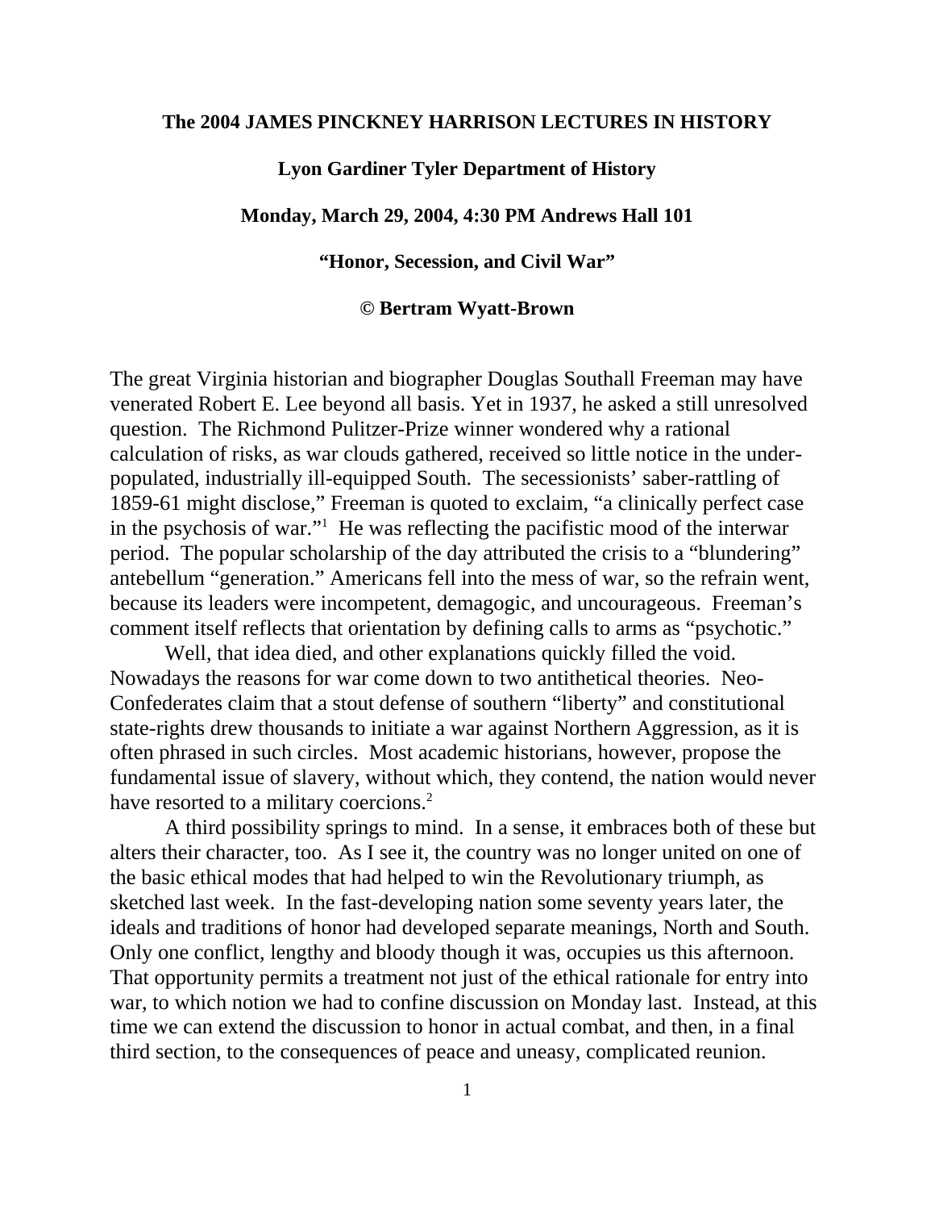**The 2004 JAMES PINCKNEY HARRISON LECTURES IN HISTORY**

**Lyon Gardiner Tyler Department of History**

**Monday, March 29, 2004, 4:30 PM Andrews Hall 101**

**"Honor, Secession, and Civil War"**

**© Bertram Wyatt-Brown**

The great Virginia historian and biographer Douglas Southall Freeman may have venerated Robert E. Lee beyond all basis. Yet in 1937, he asked a still unresolved question. The Richmond Pulitzer-Prize winner wondered why a rational calculation of risks, as war clouds gathered, received so little notice in the under-populated, industrially ill-equipped South. The secessionists' saber-rattling of 1859-61 might disclose," Freeman is quoted to exclaim, "a clinically perfect case in the psychosis of war."[1] He was reflecting the pacifistic mood of the interwar period. The popular scholarship of the day attributed the crisis to a "blundering" antebellum "generation." Americans fell into the mess of war, so the refrain went, because its leaders were incompetent, demagogic, and uncourageous. Freeman's comment itself reflects that orientation by defining calls to arms as "psychotic."

Well, that idea died, and other explanations quickly filled the void. Nowadays the reasons for war come down to two antithetical theories. Neo-Confederates claim that a stout defense of southern "liberty" and constitutional state-rights drew thousands to initiate a war against Northern Aggression, as it is often phrased in such circles. Most academic historians, however, propose the fundamental issue of slavery, without which, they contend, the nation would never have resorted to a military coercions.[2]

A third possibility springs to mind. In a sense, it embraces both of these but alters their character, too. As I see it, the country was no longer united on one of the basic ethical modes that had helped to win the Revolutionary triumph, as sketched last week. In the fast-developing nation some seventy years later, the ideals and traditions of honor had developed separate meanings, North and South. Only one conflict, lengthy and bloody though it was, occupies us this afternoon. That opportunity permits a treatment not just of the ethical rationale for entry into war, to which notion we had to confine discussion on Monday last. Instead, at this time we can extend the discussion to honor in actual combat, and then, in a final third section, to the consequences of peace and uneasy, complicated reunion.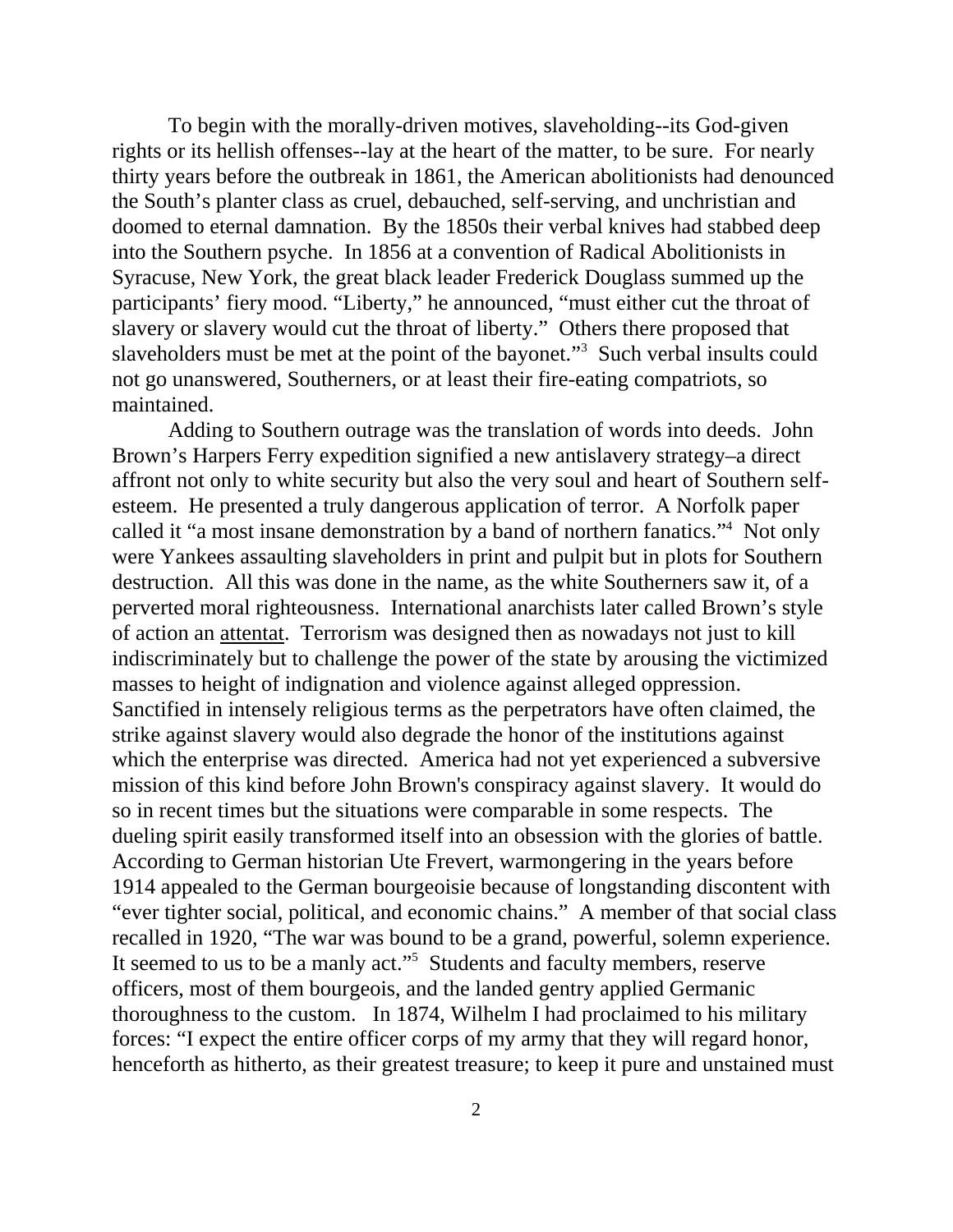To begin with the morally-driven motives, slaveholding--its God-given rights or its hellish offenses--lay at the heart of the matter, to be sure. For nearly thirty years before the outbreak in 1861, the American abolitionists had denounced the South's planter class as cruel, debauched, self-serving, and unchristian and doomed to eternal damnation. By the 1850s their verbal knives had stabbed deep into the Southern psyche. In 1856 at a convention of Radical Abolitionists in Syracuse, New York, the great black leader Frederick Douglass summed up the participants' fiery mood. "Liberty," he announced, "must either cut the throat of slavery or slavery would cut the throat of liberty." Others there proposed that slaveholders must be met at the point of the bayonet."[3] Such verbal insults could not go unanswered, Southerners, or at least their fire-eating compatriots, so maintained.

Adding to Southern outrage was the translation of words into deeds. John Brown's Harpers Ferry expedition signified a new antislavery strategy–a direct affront not only to white security but also the very soul and heart of Southern self-esteem. He presented a truly dangerous application of terror. A Norfolk paper called it "a most insane demonstration by a band of northern fanatics."[4] Not only were Yankees assaulting slaveholders in print and pulpit but in plots for Southern destruction. All this was done in the name, as the white Southerners saw it, of a perverted moral righteousness. International anarchists later called Brown's style of action an <u>attentat</u>. Terrorism was designed then as nowadays not just to kill indiscriminately but to challenge the power of the state by arousing the victimized masses to height of indignation and violence against alleged oppression. Sanctified in intensely religious terms as the perpetrators have often claimed, the strike against slavery would also degrade the honor of the institutions against which the enterprise was directed. America had not yet experienced a subversive mission of this kind before John Brown's conspiracy against slavery. It would do so in recent times but the situations were comparable in some respects. The dueling spirit easily transformed itself into an obsession with the glories of battle. According to German historian Ute Frevert, warmongering in the years before 1914 appealed to the German bourgeoisie because of longstanding discontent with "ever tighter social, political, and economic chains." A member of that social class recalled in 1920, "The war was bound to be a grand, powerful, solemn experience. It seemed to us to be a manly act."[5] Students and faculty members, reserve officers, most of them bourgeois, and the landed gentry applied Germanic thoroughness to the custom. In 1874, Wilhelm I had proclaimed to his military forces: "I expect the entire officer corps of my army that they will regard honor, henceforth as hitherto, as their greatest treasure; to keep it pure and unstained must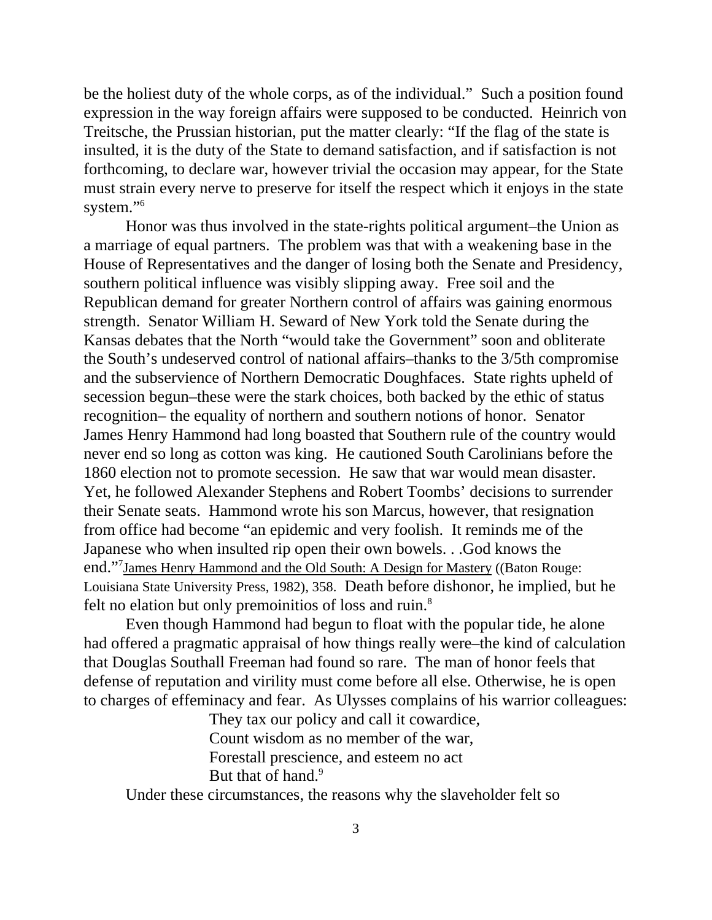be the holiest duty of the whole corps, as of the individual." Such a position found expression in the way foreign affairs were supposed to be conducted. Heinrich von Treitsche, the Prussian historian, put the matter clearly: "If the flag of the state is insulted, it is the duty of the State to demand satisfaction, and if satisfaction is not forthcoming, to declare war, however trivial the occasion may appear, for the State must strain every nerve to preserve for itself the respect which it enjoys in the state system."[6]

Honor was thus involved in the state-rights political argument–the Union as a marriage of equal partners. The problem was that with a weakening base in the House of Representatives and the danger of losing both the Senate and Presidency, southern political influence was visibly slipping away. Free soil and the Republican demand for greater Northern control of affairs was gaining enormous strength. Senator William H. Seward of New York told the Senate during the Kansas debates that the North "would take the Government" soon and obliterate the South's undeserved control of national affairs–thanks to the 3/5th compromise and the subservience of Northern Democratic Doughfaces. State rights upheld of secession begun–these were the stark choices, both backed by the ethic of status recognition– the equality of northern and southern notions of honor. Senator James Henry Hammond had long boasted that Southern rule of the country would never end so long as cotton was king. He cautioned South Carolinians before the 1860 election not to promote secession. He saw that war would mean disaster. Yet, he followed Alexander Stephens and Robert Toombs' decisions to surrender their Senate seats. Hammond wrote his son Marcus, however, that resignation from office had become "an epidemic and very foolish. It reminds me of the Japanese who when insulted rip open their own bowels. . .God knows the end."[7]James Henry Hammond and the Old South: A Design for Mastery ((Baton Rouge: Louisiana State University Press, 1982), 358. Death before dishonor, he implied, but he felt no elation but only premoinitios of loss and ruin.[8]

Even though Hammond had begun to float with the popular tide, he alone had offered a pragmatic appraisal of how things really were–the kind of calculation that Douglas Southall Freeman had found so rare. The man of honor feels that defense of reputation and virility must come before all else. Otherwise, he is open to charges of effeminacy and fear. As Ulysses complains of his warrior colleagues:

> They tax our policy and call it cowardice,
> Count wisdom as no member of the war,
> Forestall prescience, and esteem no act
> But that of hand.[9]

Under these circumstances, the reasons why the slaveholder felt so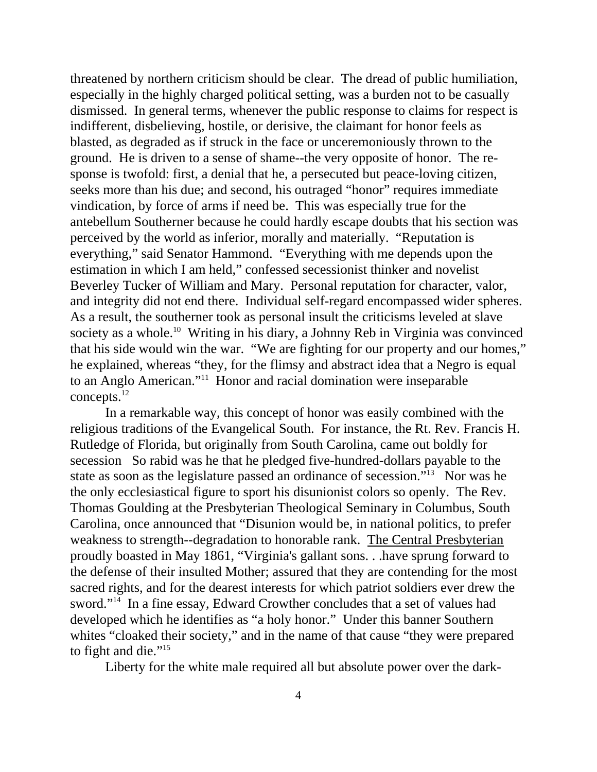threatened by northern criticism should be clear. The dread of public humiliation, especially in the highly charged political setting, was a burden not to be casually dismissed. In general terms, whenever the public response to claims for respect is indifferent, disbelieving, hostile, or derisive, the claimant for honor feels as blasted, as degraded as if struck in the face or unceremoniously thrown to the ground. He is driven to a sense of shame--the very opposite of honor. The response is twofold: first, a denial that he, a persecuted but peace-loving citizen, seeks more than his due; and second, his outraged "honor" requires immediate vindication, by force of arms if need be. This was especially true for the antebellum Southerner because he could hardly escape doubts that his section was perceived by the world as inferior, morally and materially. "Reputation is everything," said Senator Hammond. "Everything with me depends upon the estimation in which I am held," confessed secessionist thinker and novelist Beverley Tucker of William and Mary. Personal reputation for character, valor, and integrity did not end there. Individual self-regard encompassed wider spheres. As a result, the southerner took as personal insult the criticisms leveled at slave society as a whole.[10] Writing in his diary, a Johnny Reb in Virginia was convinced that his side would win the war. "We are fighting for our property and our homes," he explained, whereas "they, for the flimsy and abstract idea that a Negro is equal to an Anglo American."[11] Honor and racial domination were inseparable concepts.[12]

In a remarkable way, this concept of honor was easily combined with the religious traditions of the Evangelical South. For instance, the Rt. Rev. Francis H. Rutledge of Florida, but originally from South Carolina, came out boldly for secession So rabid was he that he pledged five-hundred-dollars payable to the state as soon as the legislature passed an ordinance of secession."[13] Nor was he the only ecclesiastical figure to sport his disunionist colors so openly. The Rev. Thomas Goulding at the Presbyterian Theological Seminary in Columbus, South Carolina, once announced that "Disunion would be, in national politics, to prefer weakness to strength--degradation to honorable rank. <u>The Central Presbyterian</u> proudly boasted in May 1861, "Virginia's gallant sons. . .have sprung forward to the defense of their insulted Mother; assured that they are contending for the most sacred rights, and for the dearest interests for which patriot soldiers ever drew the sword."[14] In a fine essay, Edward Crowther concludes that a set of values had developed which he identifies as "a holy honor." Under this banner Southern whites "cloaked their society," and in the name of that cause "they were prepared to fight and die."[15]

Liberty for the white male required all but absolute power over the dark-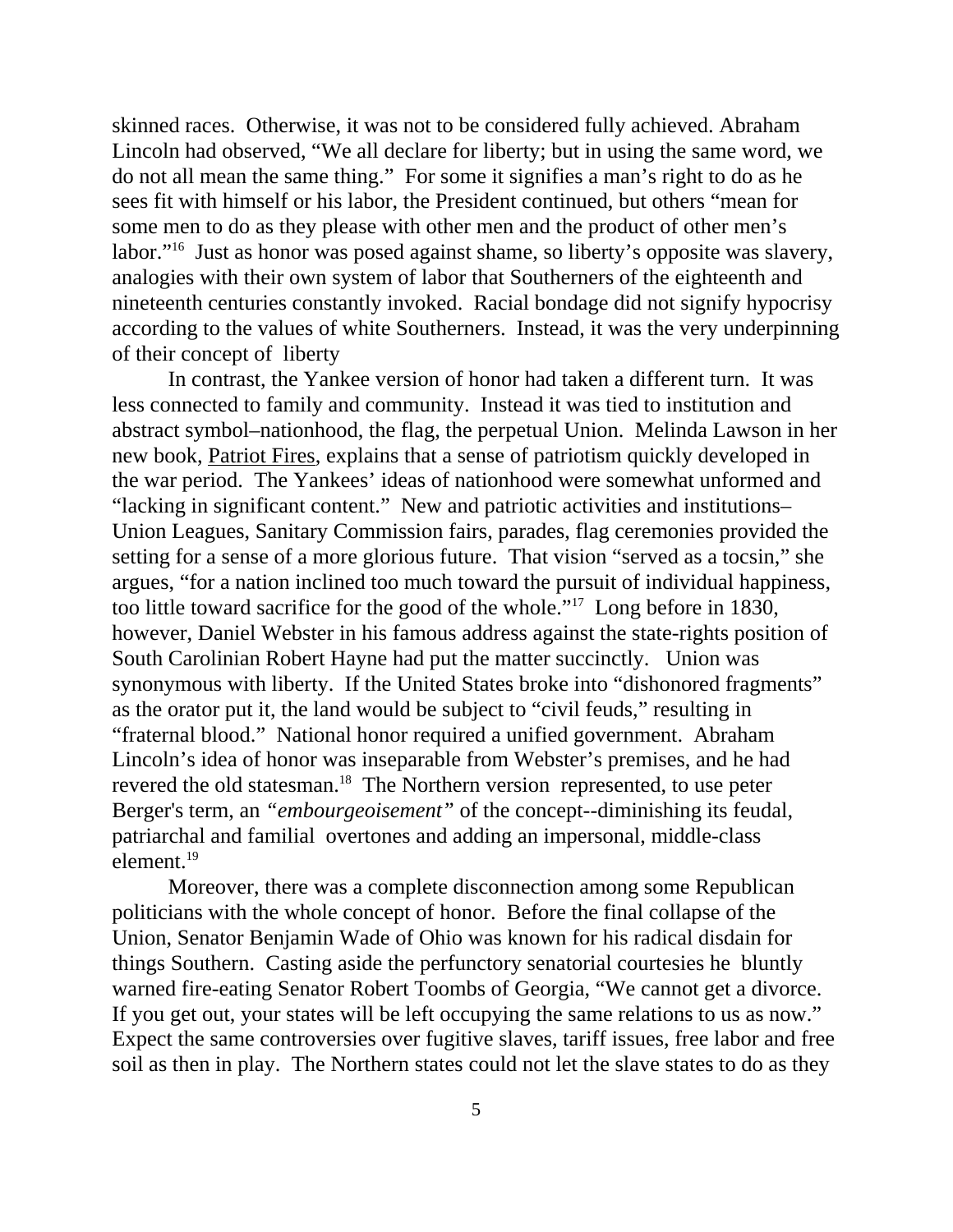skinned races. Otherwise, it was not to be considered fully achieved. Abraham Lincoln had observed, "We all declare for liberty; but in using the same word, we do not all mean the same thing." For some it signifies a man's right to do as he sees fit with himself or his labor, the President continued, but others "mean for some men to do as they please with other men and the product of other men's labor."[16] Just as honor was posed against shame, so liberty's opposite was slavery, analogies with their own system of labor that Southerners of the eighteenth and nineteenth centuries constantly invoked. Racial bondage did not signify hypocrisy according to the values of white Southerners. Instead, it was the very underpinning of their concept of liberty

In contrast, the Yankee version of honor had taken a different turn. It was less connected to family and community. Instead it was tied to institution and abstract symbol–nationhood, the flag, the perpetual Union. Melinda Lawson in her new book, Patriot Fires, explains that a sense of patriotism quickly developed in the war period. The Yankees' ideas of nationhood were somewhat unformed and "lacking in significant content." New and patriotic activities and institutions– Union Leagues, Sanitary Commission fairs, parades, flag ceremonies provided the setting for a sense of a more glorious future. That vision "served as a tocsin," she argues, "for a nation inclined too much toward the pursuit of individual happiness, too little toward sacrifice for the good of the whole."[17] Long before in 1830, however, Daniel Webster in his famous address against the state-rights position of South Carolinian Robert Hayne had put the matter succinctly. Union was synonymous with liberty. If the United States broke into "dishonored fragments" as the orator put it, the land would be subject to "civil feuds," resulting in "fraternal blood." National honor required a unified government. Abraham Lincoln's idea of honor was inseparable from Webster's premises, and he had revered the old statesman.[18] The Northern version represented, to use peter Berger's term, an *"embourgeoisement"* of the concept--diminishing its feudal, patriarchal and familial overtones and adding an impersonal, middle-class element.[19]

Moreover, there was a complete disconnection among some Republican politicians with the whole concept of honor. Before the final collapse of the Union, Senator Benjamin Wade of Ohio was known for his radical disdain for things Southern. Casting aside the perfunctory senatorial courtesies he bluntly warned fire-eating Senator Robert Toombs of Georgia, "We cannot get a divorce. If you get out, your states will be left occupying the same relations to us as now." Expect the same controversies over fugitive slaves, tariff issues, free labor and free soil as then in play. The Northern states could not let the slave states to do as they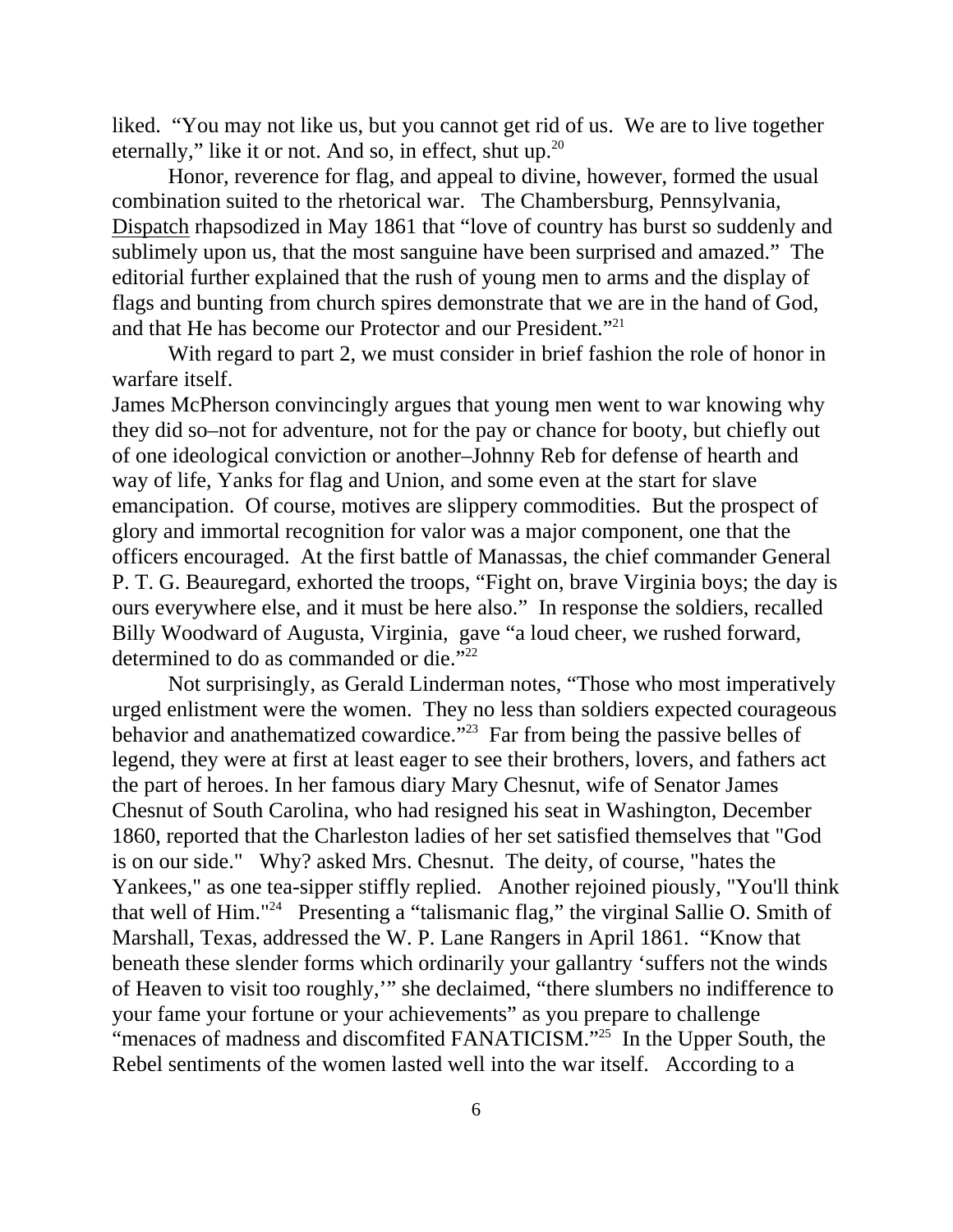liked. "You may not like us, but you cannot get rid of us. We are to live together eternally," like it or not. And so, in effect, shut up.[20]

Honor, reverence for flag, and appeal to divine, however, formed the usual combination suited to the rhetorical war. The Chambersburg, Pennsylvania, Dispatch rhapsodized in May 1861 that "love of country has burst so suddenly and sublimely upon us, that the most sanguine have been surprised and amazed." The editorial further explained that the rush of young men to arms and the display of flags and bunting from church spires demonstrate that we are in the hand of God, and that He has become our Protector and our President."[21]

With regard to part 2, we must consider in brief fashion the role of honor in warfare itself.

James McPherson convincingly argues that young men went to war knowing why they did so–not for adventure, not for the pay or chance for booty, but chiefly out of one ideological conviction or another–Johnny Reb for defense of hearth and way of life, Yanks for flag and Union, and some even at the start for slave emancipation. Of course, motives are slippery commodities. But the prospect of glory and immortal recognition for valor was a major component, one that the officers encouraged. At the first battle of Manassas, the chief commander General P. T. G. Beauregard, exhorted the troops, "Fight on, brave Virginia boys; the day is ours everywhere else, and it must be here also." In response the soldiers, recalled Billy Woodward of Augusta, Virginia, gave "a loud cheer, we rushed forward, determined to do as commanded or die."[22]

Not surprisingly, as Gerald Linderman notes, "Those who most imperatively urged enlistment were the women. They no less than soldiers expected courageous behavior and anathematized cowardice."[23] Far from being the passive belles of legend, they were at first at least eager to see their brothers, lovers, and fathers act the part of heroes. In her famous diary Mary Chesnut, wife of Senator James Chesnut of South Carolina, who had resigned his seat in Washington, December 1860, reported that the Charleston ladies of her set satisfied themselves that "God is on our side." Why? asked Mrs. Chesnut. The deity, of course, "hates the Yankees," as one tea-sipper stiffly replied. Another rejoined piously, "You'll think that well of Him."[24] Presenting a "talismanic flag," the virginal Sallie O. Smith of Marshall, Texas, addressed the W. P. Lane Rangers in April 1861. "Know that beneath these slender forms which ordinarily your gallantry 'suffers not the winds of Heaven to visit too roughly,'" she declaimed, "there slumbers no indifference to your fame your fortune or your achievements" as you prepare to challenge "menaces of madness and discomfited FANATICISM."[25] In the Upper South, the Rebel sentiments of the women lasted well into the war itself. According to a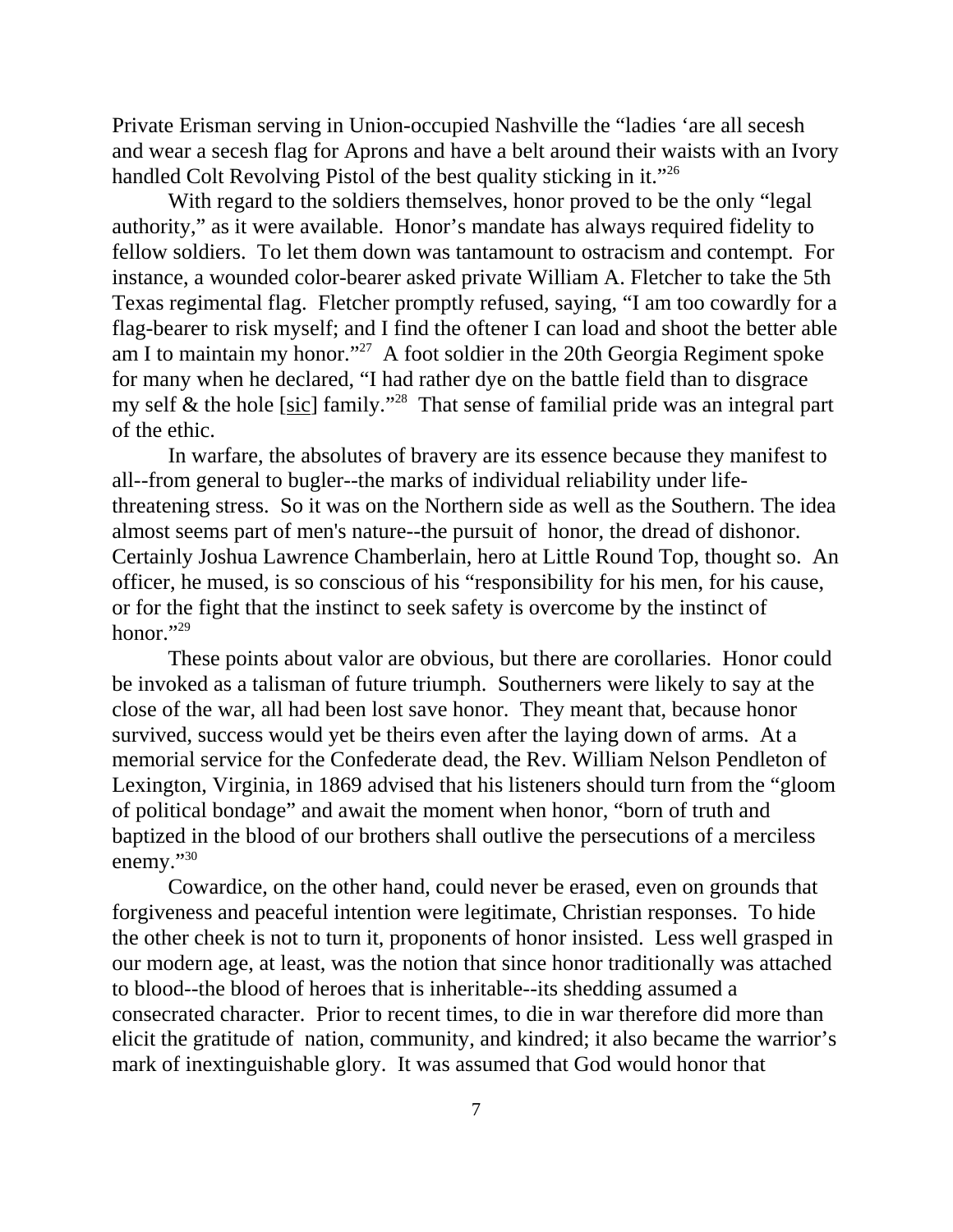Private Erisman serving in Union-occupied Nashville the "ladies 'are all secesh and wear a secesh flag for Aprons and have a belt around their waists with an Ivory handled Colt Revolving Pistol of the best quality sticking in it."[26]

With regard to the soldiers themselves, honor proved to be the only "legal authority," as it were available. Honor's mandate has always required fidelity to fellow soldiers. To let them down was tantamount to ostracism and contempt. For instance, a wounded color-bearer asked private William A. Fletcher to take the 5th Texas regimental flag. Fletcher promptly refused, saying, "I am too cowardly for a flag-bearer to risk myself; and I find the oftener I can load and shoot the better able am I to maintain my honor."[27] A foot soldier in the 20th Georgia Regiment spoke for many when he declared, "I had rather dye on the battle field than to disgrace my self & the hole [sic] family."[28] That sense of familial pride was an integral part of the ethic.

In warfare, the absolutes of bravery are its essence because they manifest to all--from general to bugler--the marks of individual reliability under life-threatening stress. So it was on the Northern side as well as the Southern. The idea almost seems part of men's nature--the pursuit of honor, the dread of dishonor. Certainly Joshua Lawrence Chamberlain, hero at Little Round Top, thought so. An officer, he mused, is so conscious of his "responsibility for his men, for his cause, or for the fight that the instinct to seek safety is overcome by the instinct of honor."[29]

These points about valor are obvious, but there are corollaries. Honor could be invoked as a talisman of future triumph. Southerners were likely to say at the close of the war, all had been lost save honor. They meant that, because honor survived, success would yet be theirs even after the laying down of arms. At a memorial service for the Confederate dead, the Rev. William Nelson Pendleton of Lexington, Virginia, in 1869 advised that his listeners should turn from the "gloom of political bondage" and await the moment when honor, "born of truth and baptized in the blood of our brothers shall outlive the persecutions of a merciless enemy."[30]

Cowardice, on the other hand, could never be erased, even on grounds that forgiveness and peaceful intention were legitimate, Christian responses. To hide the other cheek is not to turn it, proponents of honor insisted. Less well grasped in our modern age, at least, was the notion that since honor traditionally was attached to blood--the blood of heroes that is inheritable--its shedding assumed a consecrated character. Prior to recent times, to die in war therefore did more than elicit the gratitude of nation, community, and kindred; it also became the warrior's mark of inextinguishable glory. It was assumed that God would honor that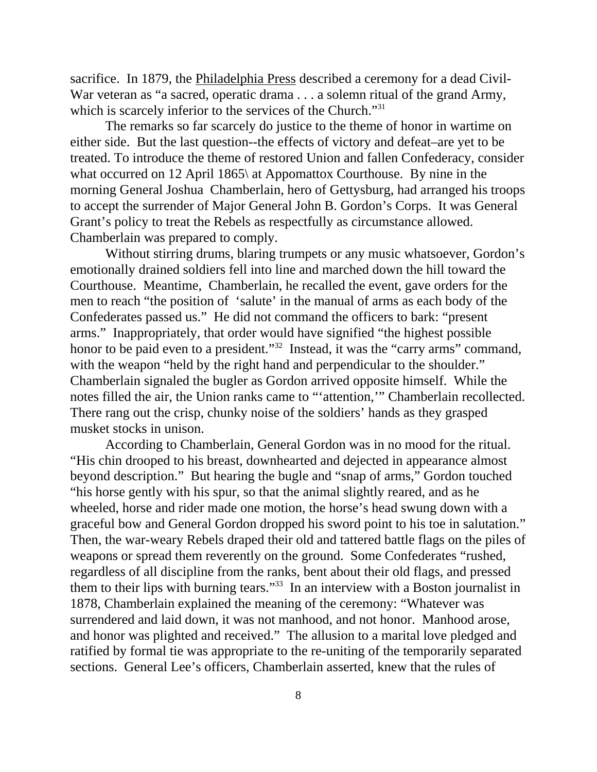sacrifice. In 1879, the Philadelphia Press described a ceremony for a dead Civil-War veteran as "a sacred, operatic drama . . . a solemn ritual of the grand Army, which is scarcely inferior to the services of the Church."[31]

The remarks so far scarcely do justice to the theme of honor in wartime on either side. But the last question--the effects of victory and defeat–are yet to be treated. To introduce the theme of restored Union and fallen Confederacy, consider what occurred on 12 April 1865\ at Appomattox Courthouse. By nine in the morning General Joshua Chamberlain, hero of Gettysburg, had arranged his troops to accept the surrender of Major General John B. Gordon's Corps. It was General Grant's policy to treat the Rebels as respectfully as circumstance allowed. Chamberlain was prepared to comply.

Without stirring drums, blaring trumpets or any music whatsoever, Gordon's emotionally drained soldiers fell into line and marched down the hill toward the Courthouse. Meantime, Chamberlain, he recalled the event, gave orders for the men to reach "the position of 'salute' in the manual of arms as each body of the Confederates passed us." He did not command the officers to bark: "present arms." Inappropriately, that order would have signified "the highest possible honor to be paid even to a president."[32] Instead, it was the "carry arms" command, with the weapon "held by the right hand and perpendicular to the shoulder." Chamberlain signaled the bugler as Gordon arrived opposite himself. While the notes filled the air, the Union ranks came to "'attention,'" Chamberlain recollected. There rang out the crisp, chunky noise of the soldiers' hands as they grasped musket stocks in unison.

According to Chamberlain, General Gordon was in no mood for the ritual. "His chin drooped to his breast, downhearted and dejected in appearance almost beyond description." But hearing the bugle and "snap of arms," Gordon touched "his horse gently with his spur, so that the animal slightly reared, and as he wheeled, horse and rider made one motion, the horse's head swung down with a graceful bow and General Gordon dropped his sword point to his toe in salutation." Then, the war-weary Rebels draped their old and tattered battle flags on the piles of weapons or spread them reverently on the ground. Some Confederates "rushed, regardless of all discipline from the ranks, bent about their old flags, and pressed them to their lips with burning tears."[33] In an interview with a Boston journalist in 1878, Chamberlain explained the meaning of the ceremony: "Whatever was surrendered and laid down, it was not manhood, and not honor. Manhood arose, and honor was plighted and received." The allusion to a marital love pledged and ratified by formal tie was appropriate to the re-uniting of the temporarily separated sections. General Lee's officers, Chamberlain asserted, knew that the rules of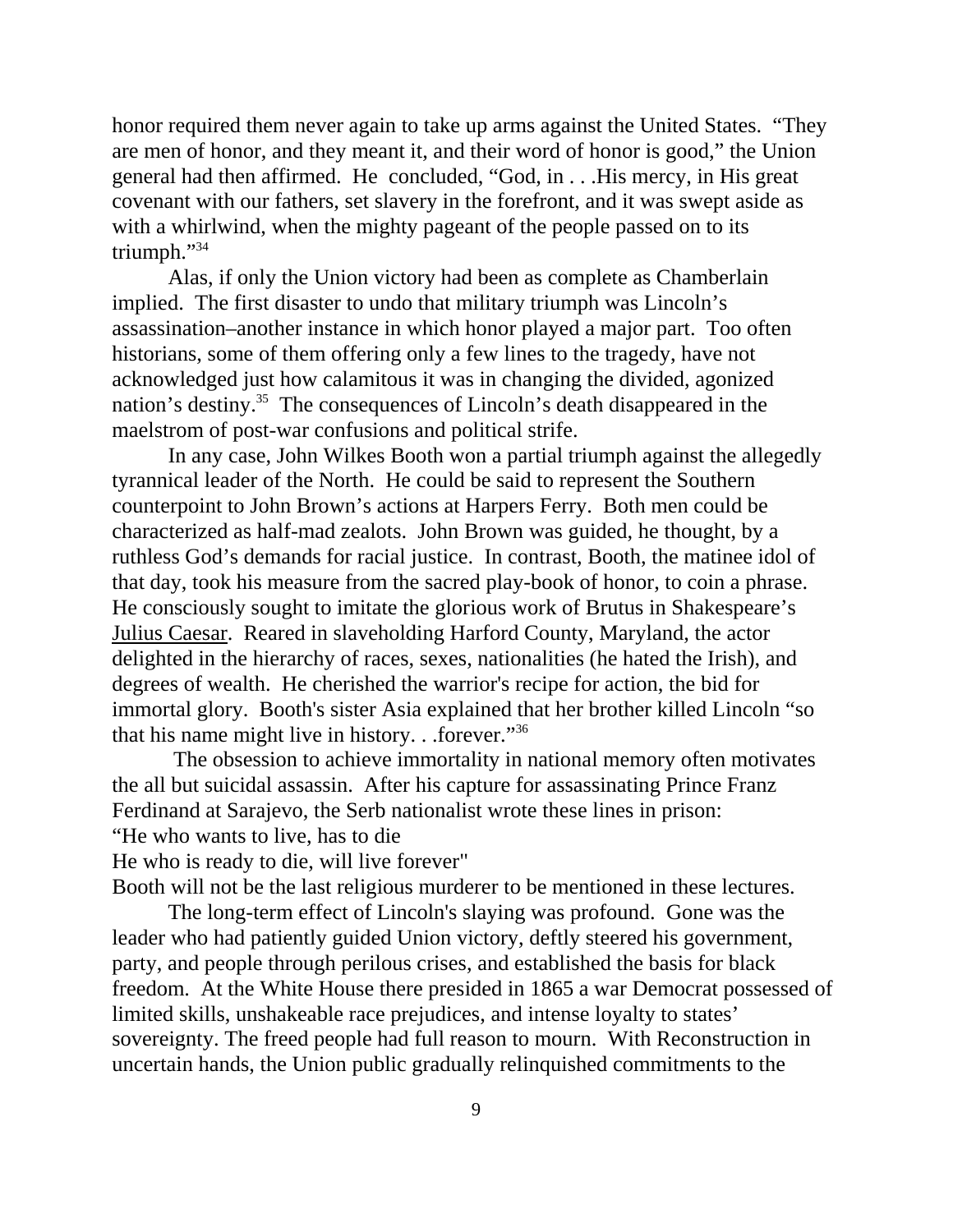honor required them never again to take up arms against the United States. "They are men of honor, and they meant it, and their word of honor is good," the Union general had then affirmed. He concluded, "God, in . . .His mercy, in His great covenant with our fathers, set slavery in the forefront, and it was swept aside as with a whirlwind, when the mighty pageant of the people passed on to its triumph."[34]

Alas, if only the Union victory had been as complete as Chamberlain implied. The first disaster to undo that military triumph was Lincoln's assassination–another instance in which honor played a major part. Too often historians, some of them offering only a few lines to the tragedy, have not acknowledged just how calamitous it was in changing the divided, agonized nation's destiny.[35] The consequences of Lincoln's death disappeared in the maelstrom of post-war confusions and political strife.

In any case, John Wilkes Booth won a partial triumph against the allegedly tyrannical leader of the North. He could be said to represent the Southern counterpoint to John Brown's actions at Harpers Ferry. Both men could be characterized as half-mad zealots. John Brown was guided, he thought, by a ruthless God's demands for racial justice. In contrast, Booth, the matinee idol of that day, took his measure from the sacred play-book of honor, to coin a phrase. He consciously sought to imitate the glorious work of Brutus in Shakespeare's Julius Caesar. Reared in slaveholding Harford County, Maryland, the actor delighted in the hierarchy of races, sexes, nationalities (he hated the Irish), and degrees of wealth. He cherished the warrior's recipe for action, the bid for immortal glory. Booth's sister Asia explained that her brother killed Lincoln "so that his name might live in history. . .forever."[36]

The obsession to achieve immortality in national memory often motivates the all but suicidal assassin. After his capture for assassinating Prince Franz Ferdinand at Sarajevo, the Serb nationalist wrote these lines in prison:
"He who wants to live, has to die
He who is ready to die, will live forever"
Booth will not be the last religious murderer to be mentioned in these lectures.

The long-term effect of Lincoln's slaying was profound. Gone was the leader who had patiently guided Union victory, deftly steered his government, party, and people through perilous crises, and established the basis for black freedom. At the White House there presided in 1865 a war Democrat possessed of limited skills, unshakeable race prejudices, and intense loyalty to states' sovereignty. The freed people had full reason to mourn. With Reconstruction in uncertain hands, the Union public gradually relinquished commitments to the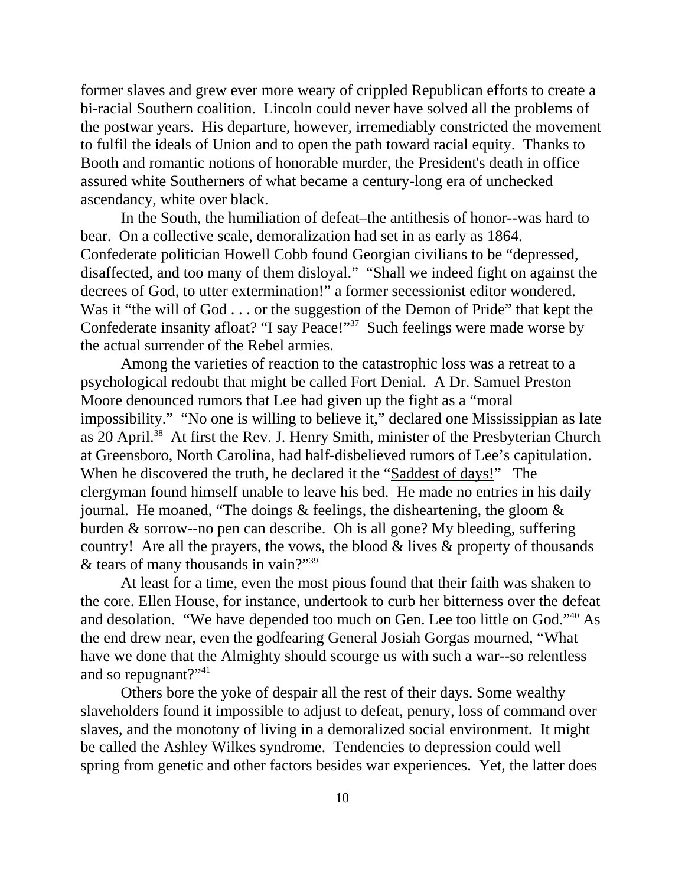former slaves and grew ever more weary of crippled Republican efforts to create a bi-racial Southern coalition. Lincoln could never have solved all the problems of the postwar years. His departure, however, irremediably constricted the movement to fulfil the ideals of Union and to open the path toward racial equity. Thanks to Booth and romantic notions of honorable murder, the President's death in office assured white Southerners of what became a century-long era of unchecked ascendancy, white over black.

In the South, the humiliation of defeat–the antithesis of honor--was hard to bear. On a collective scale, demoralization had set in as early as 1864. Confederate politician Howell Cobb found Georgian civilians to be "depressed, disaffected, and too many of them disloyal." "Shall we indeed fight on against the decrees of God, to utter extermination!" a former secessionist editor wondered. Was it "the will of God . . . or the suggestion of the Demon of Pride" that kept the Confederate insanity afloat? "I say Peace!"[37] Such feelings were made worse by the actual surrender of the Rebel armies.

Among the varieties of reaction to the catastrophic loss was a retreat to a psychological redoubt that might be called Fort Denial. A Dr. Samuel Preston Moore denounced rumors that Lee had given up the fight as a "moral impossibility." "No one is willing to believe it," declared one Mississippian as late as 20 April.[38] At first the Rev. J. Henry Smith, minister of the Presbyterian Church at Greensboro, North Carolina, had half-disbelieved rumors of Lee's capitulation. When he discovered the truth, he declared it the "<u>Saddest of days!</u>" The clergyman found himself unable to leave his bed. He made no entries in his daily journal. He moaned, "The doings & feelings, the disheartening, the gloom & burden & sorrow--no pen can describe. Oh is all gone? My bleeding, suffering country! Are all the prayers, the vows, the blood & lives & property of thousands & tears of many thousands in vain?"[39]

At least for a time, even the most pious found that their faith was shaken to the core. Ellen House, for instance, undertook to curb her bitterness over the defeat and desolation. "We have depended too much on Gen. Lee too little on God."[40] As the end drew near, even the godfearing General Josiah Gorgas mourned, "What have we done that the Almighty should scourge us with such a war--so relentless and so repugnant?"[41]

Others bore the yoke of despair all the rest of their days. Some wealthy slaveholders found it impossible to adjust to defeat, penury, loss of command over slaves, and the monotony of living in a demoralized social environment. It might be called the Ashley Wilkes syndrome. Tendencies to depression could well spring from genetic and other factors besides war experiences. Yet, the latter does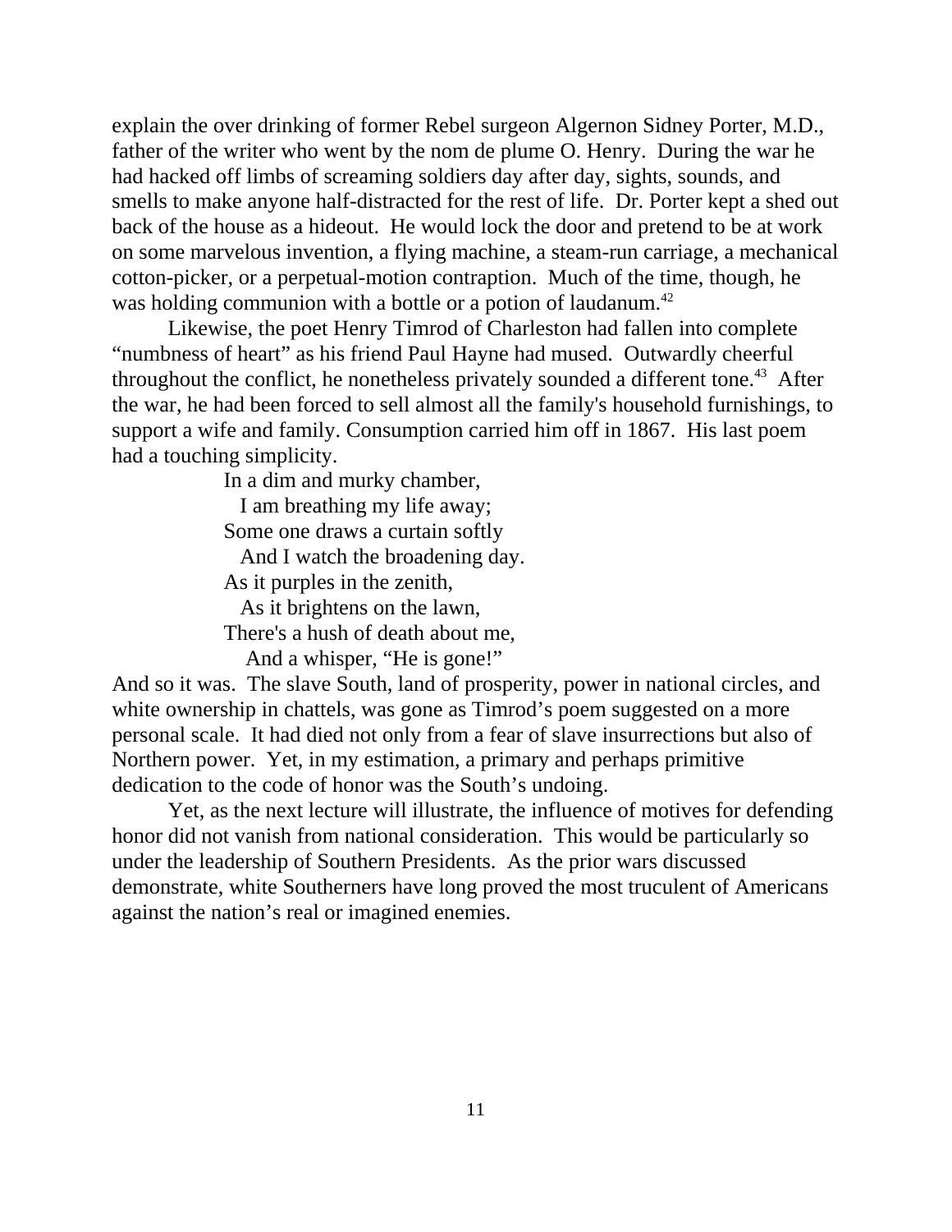explain the over drinking of former Rebel surgeon Algernon Sidney Porter, M.D., father of the writer who went by the nom de plume O. Henry. During the war he had hacked off limbs of screaming soldiers day after day, sights, sounds, and smells to make anyone half-distracted for the rest of life. Dr. Porter kept a shed out back of the house as a hideout. He would lock the door and pretend to be at work on some marvelous invention, a flying machine, a steam-run carriage, a mechanical cotton-picker, or a perpetual-motion contraption. Much of the time, though, he was holding communion with a bottle or a potion of laudanum.[42]

Likewise, the poet Henry Timrod of Charleston had fallen into complete "numbness of heart" as his friend Paul Hayne had mused. Outwardly cheerful throughout the conflict, he nonetheless privately sounded a different tone.[43] After the war, he had been forced to sell almost all the family's household furnishings, to support a wife and family. Consumption carried him off in 1867. His last poem had a touching simplicity.

> In a dim and murky chamber,
> I am breathing my life away;
> Some one draws a curtain softly
> And I watch the broadening day.
> As it purples in the zenith,
> As it brightens on the lawn,
> There's a hush of death about me,
> And a whisper, "He is gone!"

And so it was. The slave South, land of prosperity, power in national circles, and white ownership in chattels, was gone as Timrod's poem suggested on a more personal scale. It had died not only from a fear of slave insurrections but also of Northern power. Yet, in my estimation, a primary and perhaps primitive dedication to the code of honor was the South's undoing.

Yet, as the next lecture will illustrate, the influence of motives for defending honor did not vanish from national consideration. This would be particularly so under the leadership of Southern Presidents. As the prior wars discussed demonstrate, white Southerners have long proved the most truculent of Americans against the nation's real or imagined enemies.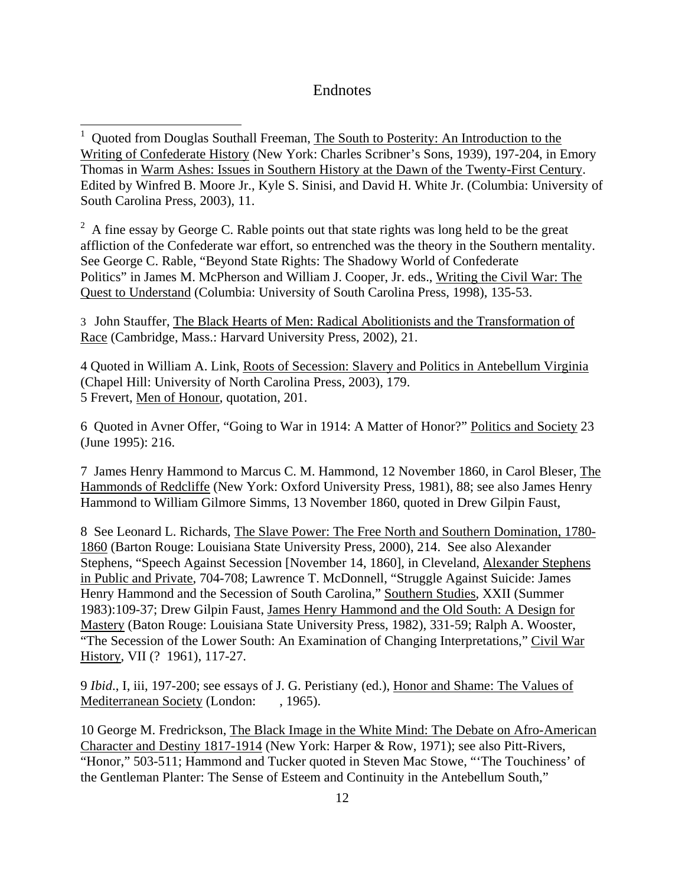# Endnotes

1 Quoted from Douglas Southall Freeman, The South to Posterity: An Introduction to the Writing of Confederate History (New York: Charles Scribner's Sons, 1939), 197-204, in Emory Thomas in Warm Ashes: Issues in Southern History at the Dawn of the Twenty-First Century. Edited by Winfred B. Moore Jr., Kyle S. Sinisi, and David H. White Jr. (Columbia: University of South Carolina Press, 2003), 11.

2 A fine essay by George C. Rable points out that state rights was long held to be the great affliction of the Confederate war effort, so entrenched was the theory in the Southern mentality. See George C. Rable, "Beyond State Rights: The Shadowy World of Confederate Politics" in James M. McPherson and William J. Cooper, Jr. eds., Writing the Civil War: The Quest to Understand (Columbia: University of South Carolina Press, 1998), 135-53.

3 John Stauffer, The Black Hearts of Men: Radical Abolitionists and the Transformation of Race (Cambridge, Mass.: Harvard University Press, 2002), 21.

4 Quoted in William A. Link, Roots of Secession: Slavery and Politics in Antebellum Virginia (Chapel Hill: University of North Carolina Press, 2003), 179.
5 Frevert, Men of Honour, quotation, 201.

6 Quoted in Avner Offer, "Going to War in 1914: A Matter of Honor?" Politics and Society 23 (June 1995): 216.

7 James Henry Hammond to Marcus C. M. Hammond, 12 November 1860, in Carol Bleser, The Hammonds of Redcliffe (New York: Oxford University Press, 1981), 88; see also James Henry Hammond to William Gilmore Simms, 13 November 1860, quoted in Drew Gilpin Faust,

8 See Leonard L. Richards, The Slave Power: The Free North and Southern Domination, 1780-1860 (Barton Rouge: Louisiana State University Press, 2000), 214. See also Alexander Stephens, "Speech Against Secession [November 14, 1860], in Cleveland, Alexander Stephens in Public and Private, 704-708; Lawrence T. McDonnell, "Struggle Against Suicide: James Henry Hammond and the Secession of South Carolina," Southern Studies, XXII (Summer 1983):109-37; Drew Gilpin Faust, James Henry Hammond and the Old South: A Design for Mastery (Baton Rouge: Louisiana State University Press, 1982), 331-59; Ralph A. Wooster, "The Secession of the Lower South: An Examination of Changing Interpretations," Civil War History, VII (? 1961), 117-27.

9 *Ibid*., I, iii, 197-200; see essays of J. G. Peristiany (ed.), Honor and Shame: The Values of Mediterranean Society (London: , 1965).

10 George M. Fredrickson, The Black Image in the White Mind: The Debate on Afro-American Character and Destiny 1817-1914 (New York: Harper & Row, 1971); see also Pitt-Rivers, "Honor," 503-511; Hammond and Tucker quoted in Steven Mac Stowe, "'The Touchiness' of the Gentleman Planter: The Sense of Esteem and Continuity in the Antebellum South,"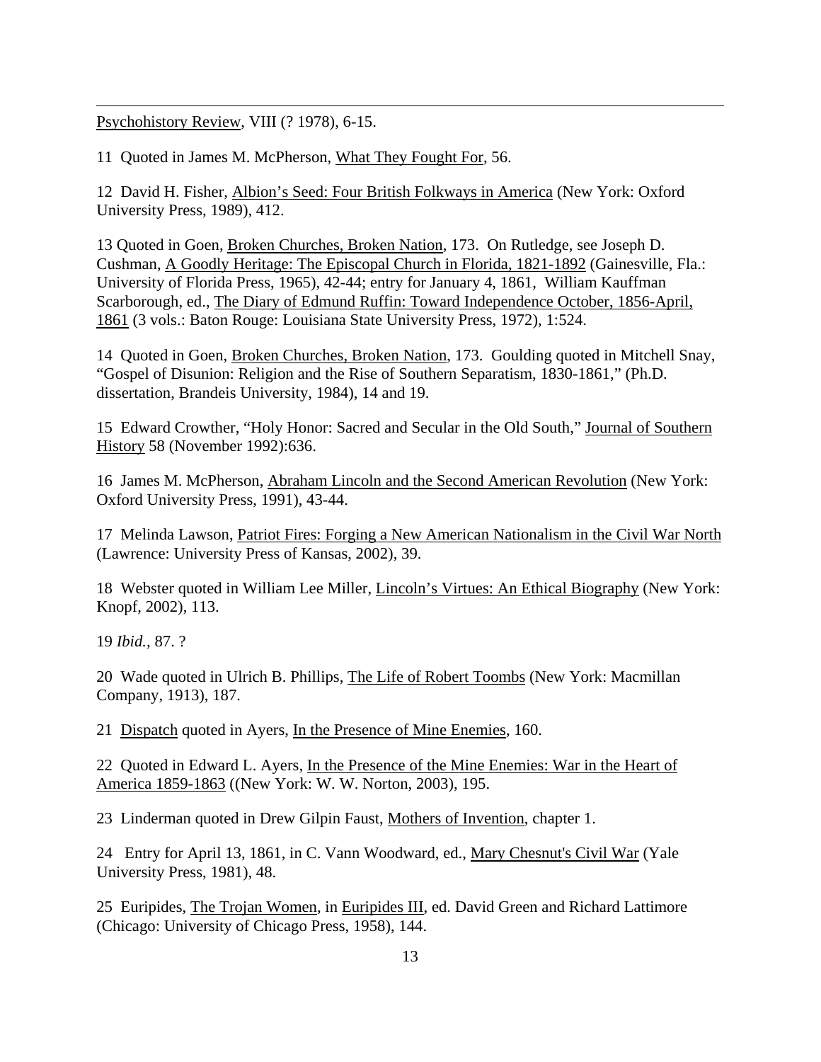Psychohistory Review, VIII (? 1978), 6-15.

11 Quoted in James M. McPherson, What They Fought For, 56.

12 David H. Fisher, Albion's Seed: Four British Folkways in America (New York: Oxford University Press, 1989), 412.

13 Quoted in Goen, Broken Churches, Broken Nation, 173. On Rutledge, see Joseph D. Cushman, A Goodly Heritage: The Episcopal Church in Florida, 1821-1892 (Gainesville, Fla.: University of Florida Press, 1965), 42-44; entry for January 4, 1861, William Kauffman Scarborough, ed., The Diary of Edmund Ruffin: Toward Independence October, 1856-April, 1861 (3 vols.: Baton Rouge: Louisiana State University Press, 1972), 1:524.

14 Quoted in Goen, Broken Churches, Broken Nation, 173. Goulding quoted in Mitchell Snay, "Gospel of Disunion: Religion and the Rise of Southern Separatism, 1830-1861," (Ph.D. dissertation, Brandeis University, 1984), 14 and 19.

15 Edward Crowther, "Holy Honor: Sacred and Secular in the Old South," Journal of Southern History 58 (November 1992):636.

16 James M. McPherson, Abraham Lincoln and the Second American Revolution (New York: Oxford University Press, 1991), 43-44.

17 Melinda Lawson, Patriot Fires: Forging a New American Nationalism in the Civil War North (Lawrence: University Press of Kansas, 2002), 39.

18 Webster quoted in William Lee Miller, Lincoln's Virtues: An Ethical Biography (New York: Knopf, 2002), 113.

19 *Ibid.*, 87. ?

20 Wade quoted in Ulrich B. Phillips, The Life of Robert Toombs (New York: Macmillan Company, 1913), 187.

21 Dispatch quoted in Ayers, In the Presence of Mine Enemies, 160.

22 Quoted in Edward L. Ayers, In the Presence of the Mine Enemies: War in the Heart of America 1859-1863 ((New York: W. W. Norton, 2003), 195.

23 Linderman quoted in Drew Gilpin Faust, Mothers of Invention, chapter 1.

24 Entry for April 13, 1861, in C. Vann Woodward, ed., Mary Chesnut's Civil War (Yale University Press, 1981), 48.

25 Euripides, The Trojan Women, in Euripides III, ed. David Green and Richard Lattimore (Chicago: University of Chicago Press, 1958), 144.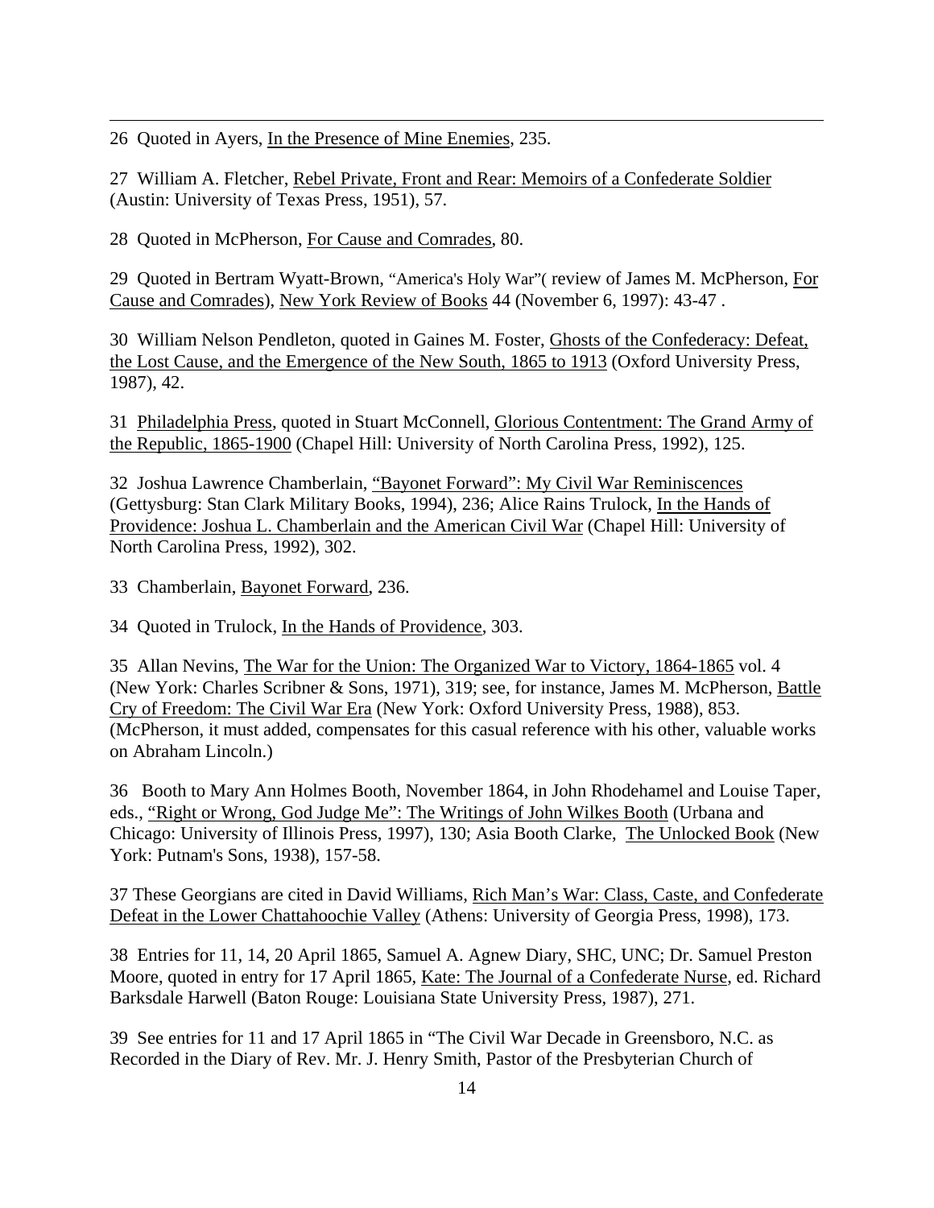26 Quoted in Ayers, In the Presence of Mine Enemies, 235.

27 William A. Fletcher, Rebel Private, Front and Rear: Memoirs of a Confederate Soldier (Austin: University of Texas Press, 1951), 57.

28 Quoted in McPherson, For Cause and Comrades, 80.

29 Quoted in Bertram Wyatt-Brown, "America's Holy War"( review of James M. McPherson, For Cause and Comrades), New York Review of Books 44 (November 6, 1997): 43-47 .

30 William Nelson Pendleton, quoted in Gaines M. Foster, Ghosts of the Confederacy: Defeat, the Lost Cause, and the Emergence of the New South, 1865 to 1913 (Oxford University Press, 1987), 42.

31 Philadelphia Press, quoted in Stuart McConnell, Glorious Contentment: The Grand Army of the Republic, 1865-1900 (Chapel Hill: University of North Carolina Press, 1992), 125.

32 Joshua Lawrence Chamberlain, "Bayonet Forward": My Civil War Reminiscences (Gettysburg: Stan Clark Military Books, 1994), 236; Alice Rains Trulock, In the Hands of Providence: Joshua L. Chamberlain and the American Civil War (Chapel Hill: University of North Carolina Press, 1992), 302.

33 Chamberlain, Bayonet Forward, 236.

34 Quoted in Trulock, In the Hands of Providence, 303.

35 Allan Nevins, The War for the Union: The Organized War to Victory, 1864-1865 vol. 4 (New York: Charles Scribner & Sons, 1971), 319; see, for instance, James M. McPherson, Battle Cry of Freedom: The Civil War Era (New York: Oxford University Press, 1988), 853. (McPherson, it must added, compensates for this casual reference with his other, valuable works on Abraham Lincoln.)

36 Booth to Mary Ann Holmes Booth, November 1864, in John Rhodehamel and Louise Taper, eds., "Right or Wrong, God Judge Me": The Writings of John Wilkes Booth (Urbana and Chicago: University of Illinois Press, 1997), 130; Asia Booth Clarke, The Unlocked Book (New York: Putnam's Sons, 1938), 157-58.

37 These Georgians are cited in David Williams, Rich Man's War: Class, Caste, and Confederate Defeat in the Lower Chattahoochie Valley (Athens: University of Georgia Press, 1998), 173.

38 Entries for 11, 14, 20 April 1865, Samuel A. Agnew Diary, SHC, UNC; Dr. Samuel Preston Moore, quoted in entry for 17 April 1865, Kate: The Journal of a Confederate Nurse, ed. Richard Barksdale Harwell (Baton Rouge: Louisiana State University Press, 1987), 271.

39 See entries for 11 and 17 April 1865 in "The Civil War Decade in Greensboro, N.C. as Recorded in the Diary of Rev. Mr. J. Henry Smith, Pastor of the Presbyterian Church of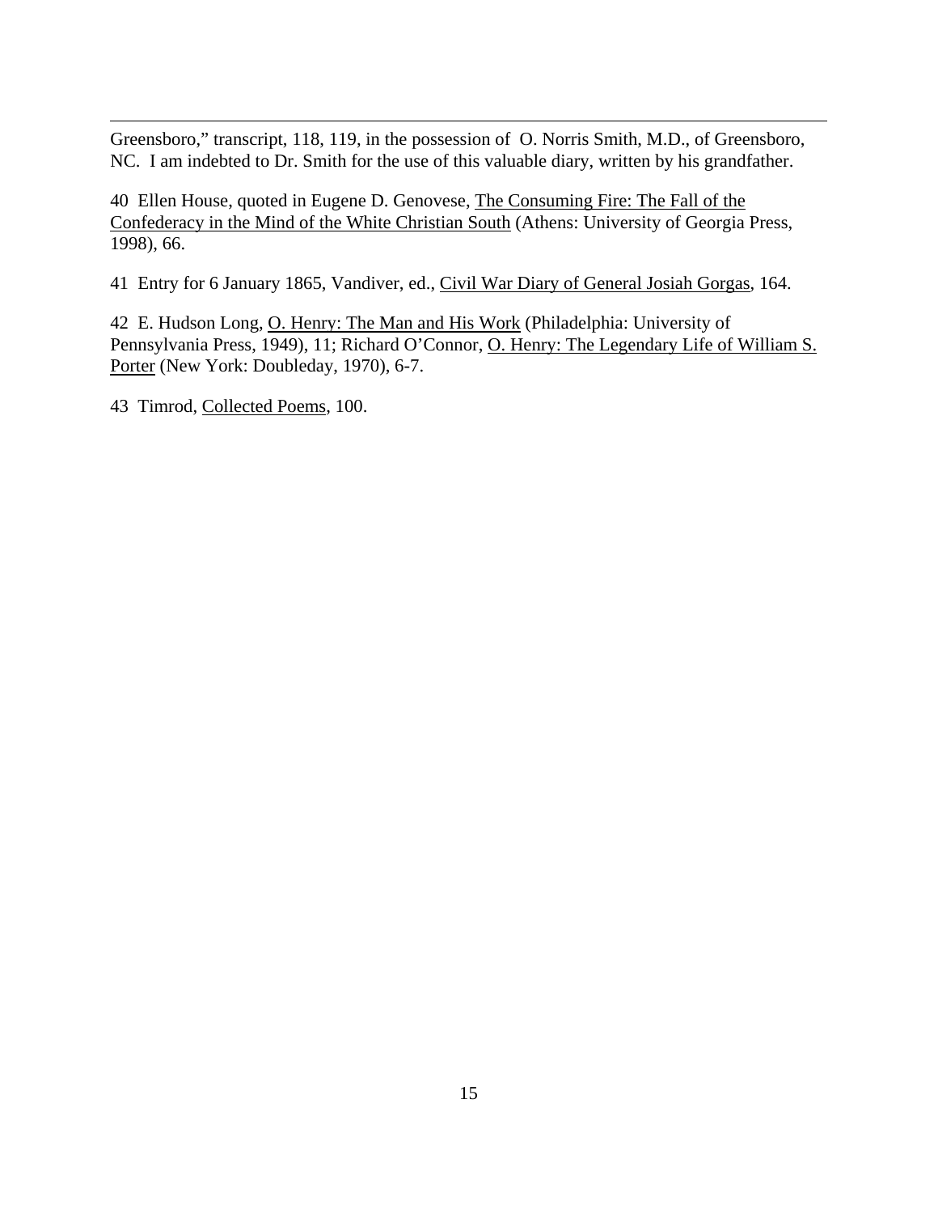Greensboro," transcript, 118, 119, in the possession of O. Norris Smith, M.D., of Greensboro, NC. I am indebted to Dr. Smith for the use of this valuable diary, written by his grandfather.

40 Ellen House, quoted in Eugene D. Genovese, The Consuming Fire: The Fall of the Confederacy in the Mind of the White Christian South (Athens: University of Georgia Press, 1998), 66.

41 Entry for 6 January 1865, Vandiver, ed., Civil War Diary of General Josiah Gorgas, 164.

42 E. Hudson Long, O. Henry: The Man and His Work (Philadelphia: University of Pennsylvania Press, 1949), 11; Richard O'Connor, O. Henry: The Legendary Life of William S. Porter (New York: Doubleday, 1970), 6-7.

43 Timrod, Collected Poems, 100.